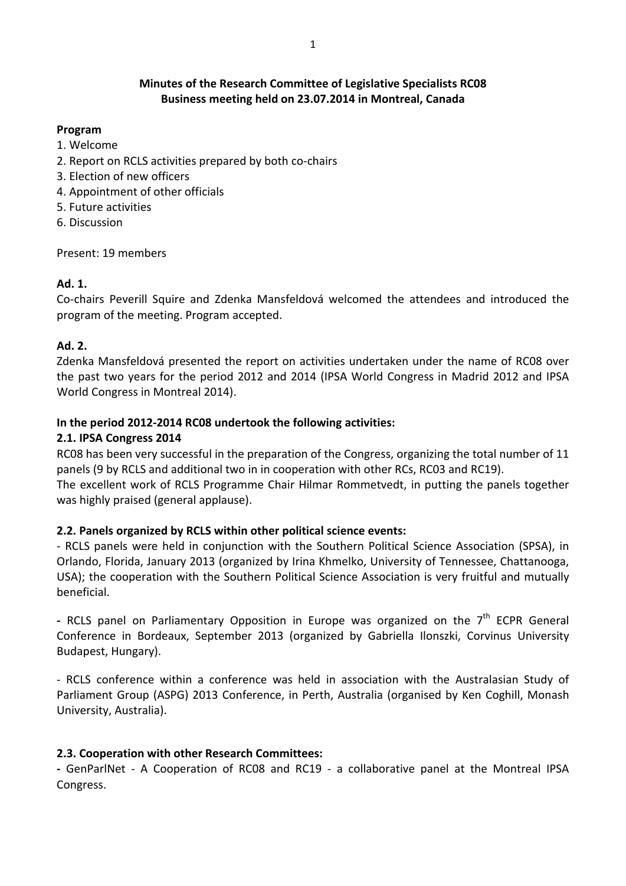**Minutes of the Research Committee of Legislative Specialists RC08**
**Business meeting held on 23.07.2014 in Montreal, Canada**

**Program**

1. Welcome
2. Report on RCLS activities prepared by both co-chairs
3. Election of new officers
4. Appointment of other officials
5. Future activities
6. Discussion

Present: 19 members

**Ad. 1.**

Co-chairs Peverill Squire and Zdenka Mansfeldová welcomed the attendees and introduced the program of the meeting. Program accepted.

**Ad. 2.**

Zdenka Mansfeldová presented the report on activities undertaken under the name of RC08 over the past two years for the period 2012 and 2014 (IPSA World Congress in Madrid 2012 and IPSA World Congress in Montreal 2014).

**In the period 2012-2014 RC08 undertook the following activities:**

**2.1. IPSA Congress 2014**

RC08 has been very successful in the preparation of the Congress, organizing the total number of 11 panels (9 by RCLS and additional two in in cooperation with other RCs, RC03 and RC19).

The excellent work of RCLS Programme Chair Hilmar Rommetvedt, in putting the panels together was highly praised (general applause).

**2.2. Panels organized by RCLS within other political science events:**

- RCLS panels were held in conjunction with the Southern Political Science Association (SPSA), in Orlando, Florida, January 2013 (organized by Irina Khmelko, University of Tennessee, Chattanooga, USA); the cooperation with the Southern Political Science Association is very fruitful and mutually beneficial.

- RCLS panel on Parliamentary Opposition in Europe was organized on the 7th ECPR General Conference in Bordeaux, September 2013 (organized by Gabriella Ilonszki, Corvinus University Budapest, Hungary).

- RCLS conference within a conference was held in association with the Australasian Study of Parliament Group (ASPG) 2013 Conference, in Perth, Australia (organised by Ken Coghill, Monash University, Australia).

**2.3. Cooperation with other Research Committees:**

- GenParlNet - A Cooperation of RC08 and RC19 - a collaborative panel at the Montreal IPSA Congress.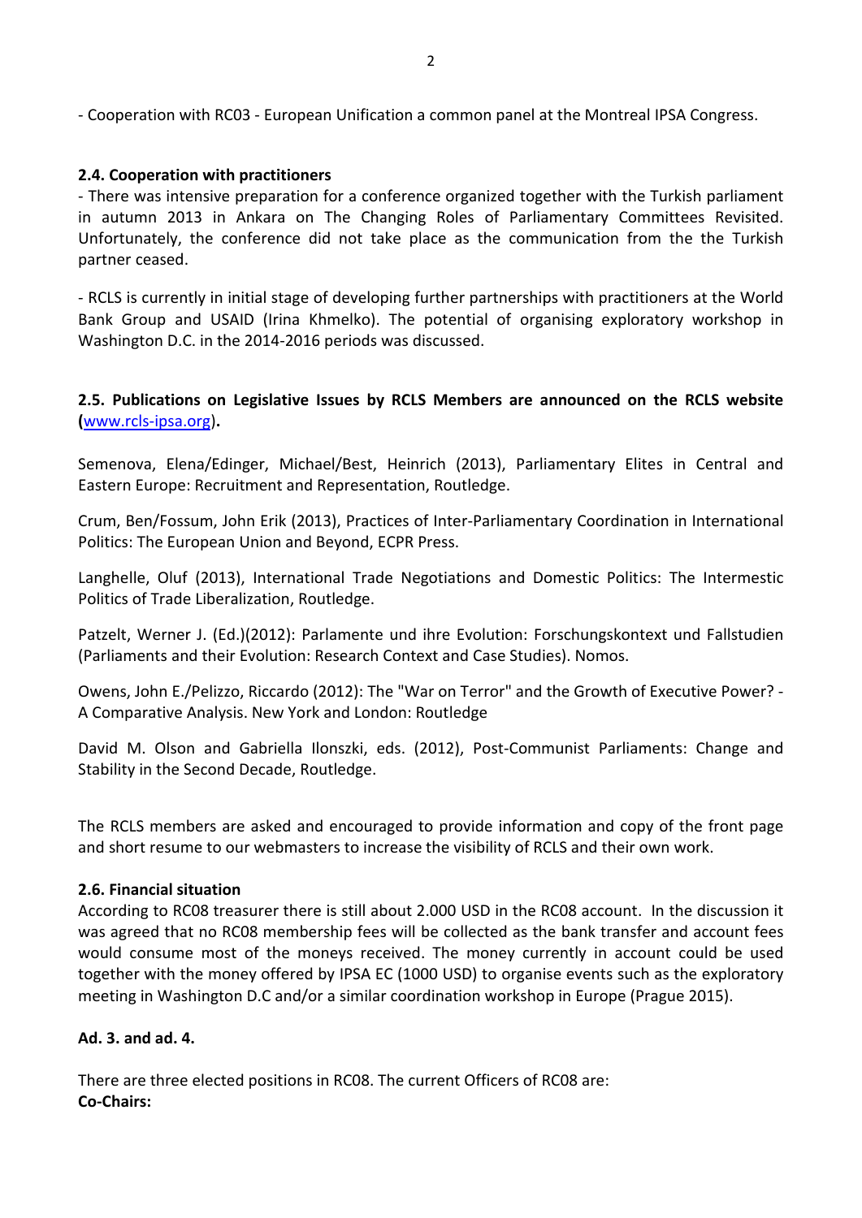- Cooperation with RC03 - European Unification a common panel at the Montreal IPSA Congress.

**2.4. Cooperation with practitioners**

- There was intensive preparation for a conference organized together with the Turkish parliament in autumn 2013 in Ankara on The Changing Roles of Parliamentary Committees Revisited. Unfortunately, the conference did not take place as the communication from the the Turkish partner ceased.

- RCLS is currently in initial stage of developing further partnerships with practitioners at the World Bank Group and USAID (Irina Khmelko). The potential of organising exploratory workshop in Washington D.C. in the 2014-2016 periods was discussed.

**2.5. Publications on Legislative Issues by RCLS Members are announced on the RCLS website (www.rcls-ipsa.org).**

Semenova, Elena/Edinger, Michael/Best, Heinrich (2013), Parliamentary Elites in Central and Eastern Europe: Recruitment and Representation, Routledge.

Crum, Ben/Fossum, John Erik (2013), Practices of Inter-Parliamentary Coordination in International Politics: The European Union and Beyond, ECPR Press.

Langhelle, Oluf (2013), International Trade Negotiations and Domestic Politics: The Intermestic Politics of Trade Liberalization, Routledge.

Patzelt, Werner J. (Ed.)(2012): Parlamente und ihre Evolution: Forschungskontext und Fallstudien (Parliaments and their Evolution: Research Context and Case Studies). Nomos.

Owens, John E./Pelizzo, Riccardo (2012): The "War on Terror" and the Growth of Executive Power? - A Comparative Analysis. New York and London: Routledge

David M. Olson and Gabriella Ilonszki, eds. (2012), Post-Communist Parliaments: Change and Stability in the Second Decade, Routledge.

The RCLS members are asked and encouraged to provide information and copy of the front page and short resume to our webmasters to increase the visibility of RCLS and their own work.

**2.6. Financial situation**

According to RC08 treasurer there is still about 2.000 USD in the RC08 account. In the discussion it was agreed that no RC08 membership fees will be collected as the bank transfer and account fees would consume most of the moneys received. The money currently in account could be used together with the money offered by IPSA EC (1000 USD) to organise events such as the exploratory meeting in Washington D.C and/or a similar coordination workshop in Europe (Prague 2015).

**Ad. 3. and ad. 4.**

There are three elected positions in RC08. The current Officers of RC08 are:

**Co-Chairs:**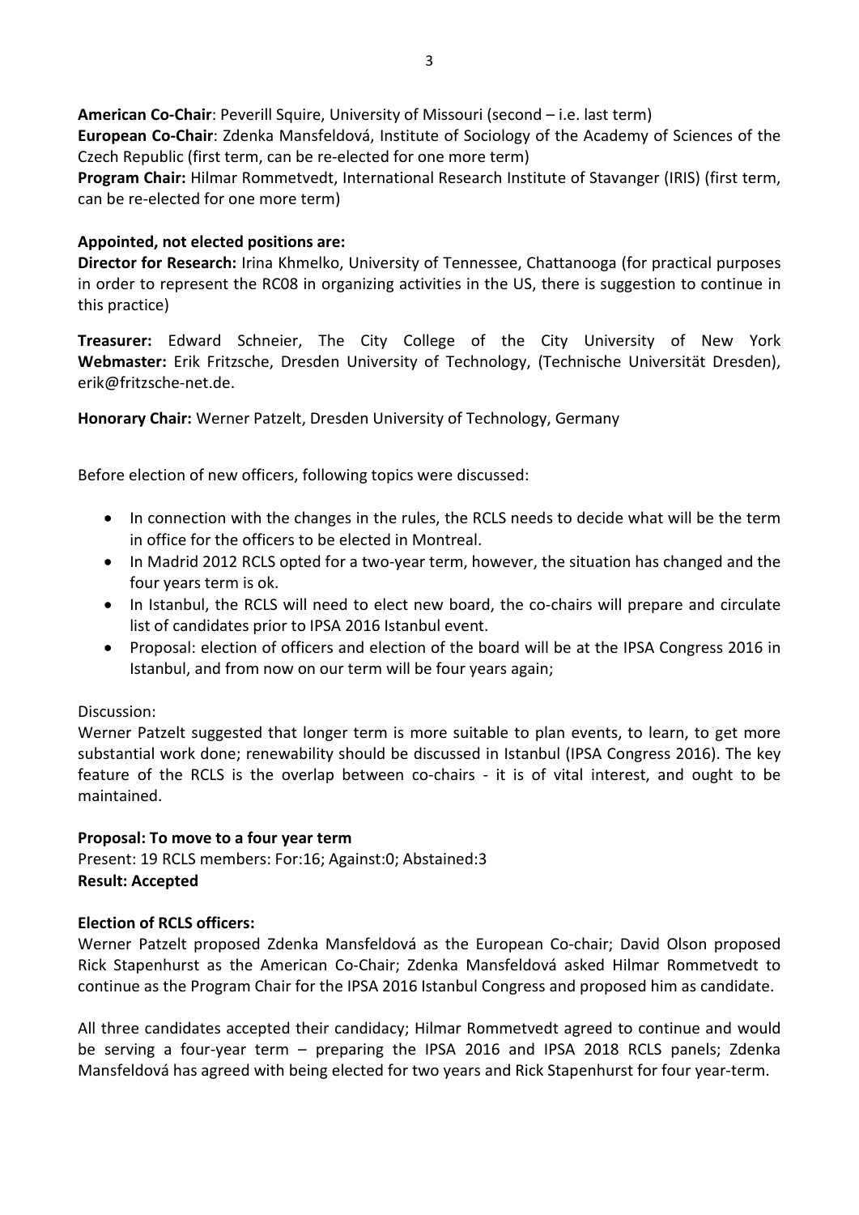**American Co-Chair**: Peverill Squire, University of Missouri (second – i.e. last term)
**European Co-Chair**: Zdenka Mansfeldová, Institute of Sociology of the Academy of Sciences of the Czech Republic (first term, can be re-elected for one more term)
**Program Chair:** Hilmar Rommetvedt, International Research Institute of Stavanger (IRIS) (first term, can be re-elected for one more term)

**Appointed, not elected positions are:**
**Director for Research:** Irina Khmelko, University of Tennessee, Chattanooga (for practical purposes in order to represent the RC08 in organizing activities in the US, there is suggestion to continue in this practice)

**Treasurer:** Edward Schneier, The City College of the City University of New York
**Webmaster:** Erik Fritzsche, Dresden University of Technology, (Technische Universität Dresden), erik@fritzsche-net.de.

**Honorary Chair:** Werner Patzelt, Dresden University of Technology, Germany

Before election of new officers, following topics were discussed:

- In connection with the changes in the rules, the RCLS needs to decide what will be the term in office for the officers to be elected in Montreal.
- In Madrid 2012 RCLS opted for a two-year term, however, the situation has changed and the four years term is ok.
- In Istanbul, the RCLS will need to elect new board, the co-chairs will prepare and circulate list of candidates prior to IPSA 2016 Istanbul event.
- Proposal: election of officers and election of the board will be at the IPSA Congress 2016 in Istanbul, and from now on our term will be four years again;

Discussion:
Werner Patzelt suggested that longer term is more suitable to plan events, to learn, to get more substantial work done; renewability should be discussed in Istanbul (IPSA Congress 2016). The key feature of the RCLS is the overlap between co-chairs - it is of vital interest, and ought to be maintained.

**Proposal: To move to a four year term**
Present: 19 RCLS members: For:16; Against:0; Abstained:3
**Result: Accepted**

**Election of RCLS officers:**
Werner Patzelt proposed Zdenka Mansfeldová as the European Co-chair; David Olson proposed Rick Stapenhurst as the American Co-Chair; Zdenka Mansfeldová asked Hilmar Rommetvedt to continue as the Program Chair for the IPSA 2016 Istanbul Congress and proposed him as candidate.

All three candidates accepted their candidacy; Hilmar Rommetvedt agreed to continue and would be serving a four-year term – preparing the IPSA 2016 and IPSA 2018 RCLS panels; Zdenka Mansfeldová has agreed with being elected for two years and Rick Stapenhurst for four year-term.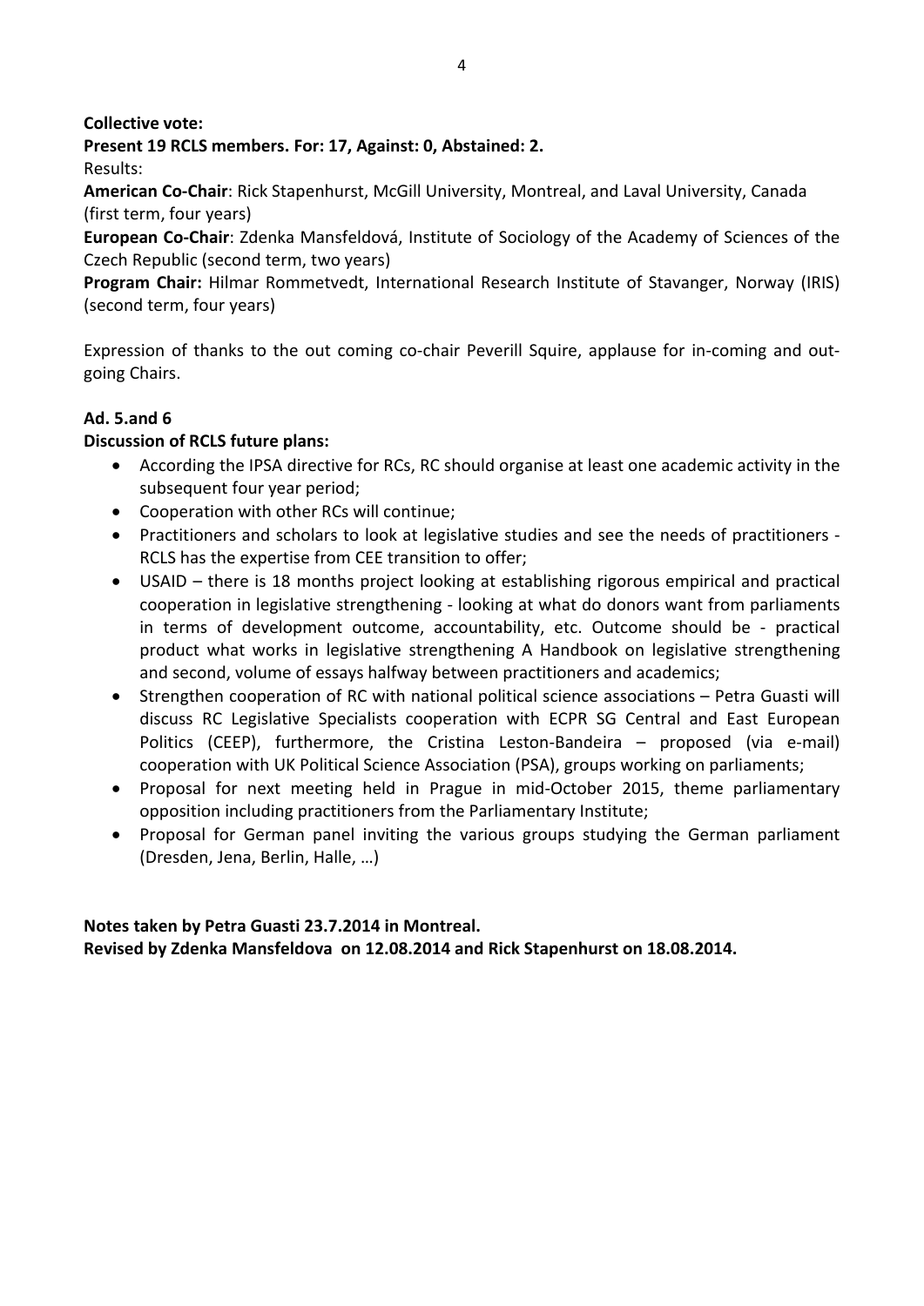**Collective vote:**

**Present 19 RCLS members. For: 17, Against: 0, Abstained: 2.**

Results:

**American Co-Chair**: Rick Stapenhurst, McGill University, Montreal, and Laval University, Canada (first term, four years)

**European Co-Chair**: Zdenka Mansfeldová, Institute of Sociology of the Academy of Sciences of the Czech Republic (second term, two years)

**Program Chair:** Hilmar Rommetvedt, International Research Institute of Stavanger, Norway (IRIS) (second term, four years)

Expression of thanks to the out coming co-chair Peverill Squire, applause for in-coming and out-going Chairs.

**Ad. 5.and 6**

**Discussion of RCLS future plans:**

- According the IPSA directive for RCs, RC should organise at least one academic activity in the subsequent four year period;
- Cooperation with other RCs will continue;
- Practitioners and scholars to look at legislative studies and see the needs of practitioners - RCLS has the expertise from CEE transition to offer;
- USAID – there is 18 months project looking at establishing rigorous empirical and practical cooperation in legislative strengthening - looking at what do donors want from parliaments in terms of development outcome, accountability, etc. Outcome should be - practical product what works in legislative strengthening A Handbook on legislative strengthening and second, volume of essays halfway between practitioners and academics;
- Strengthen cooperation of RC with national political science associations – Petra Guasti will discuss RC Legislative Specialists cooperation with ECPR SG Central and East European Politics (CEEP), furthermore, the Cristina Leston-Bandeira – proposed (via e-mail) cooperation with UK Political Science Association (PSA), groups working on parliaments;
- Proposal for next meeting held in Prague in mid-October 2015, theme parliamentary opposition including practitioners from the Parliamentary Institute;
- Proposal for German panel inviting the various groups studying the German parliament (Dresden, Jena, Berlin, Halle, …)

**Notes taken by Petra Guasti 23.7.2014 in Montreal.**
**Revised by Zdenka Mansfeldova on 12.08.2014 and Rick Stapenhurst on 18.08.2014.**